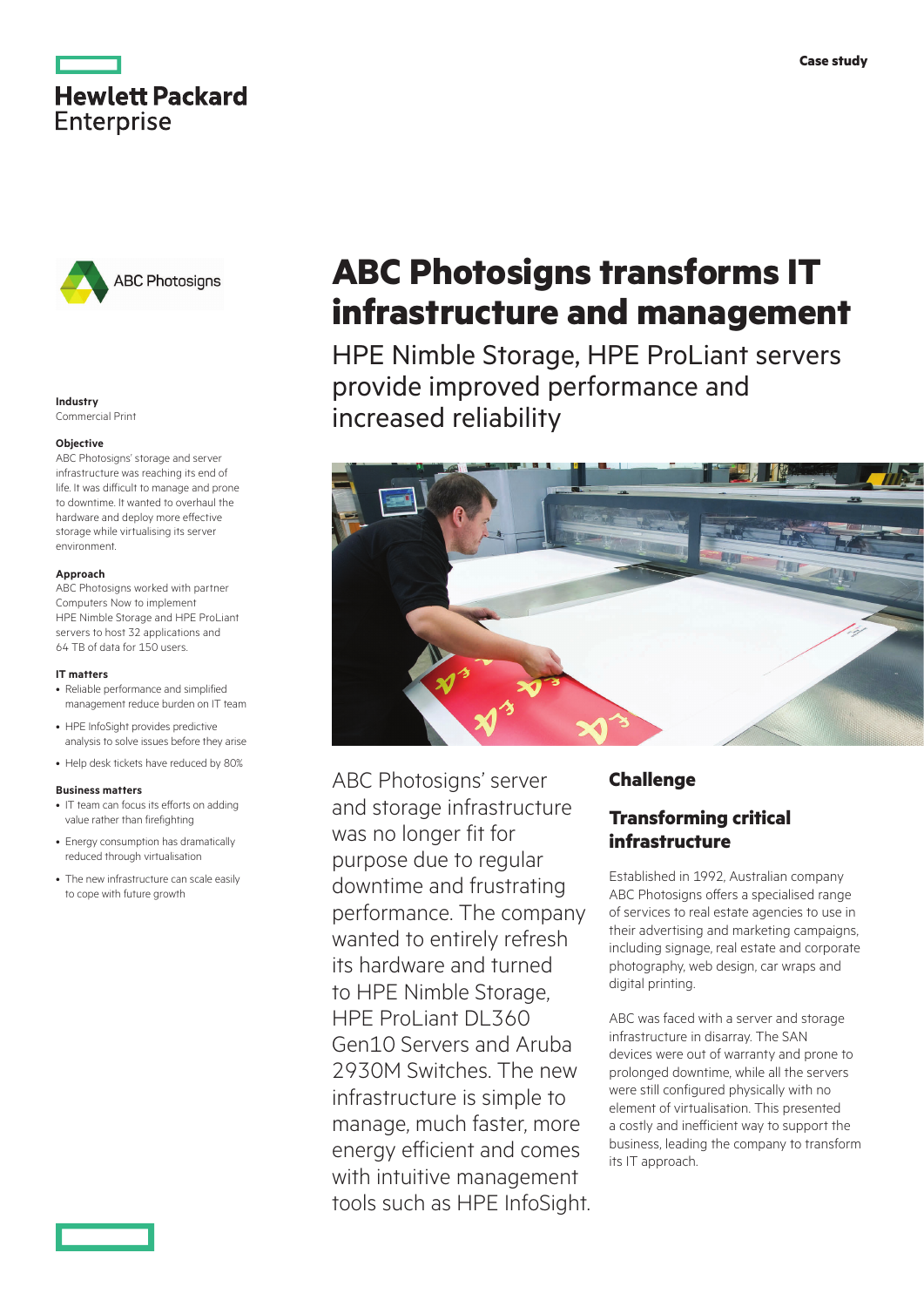Case study

# ABC Photosigns transforms IT infrastructure and management

HPE Nimble Storage, HPE ProLiant servers provide improved performance and increased reliability

**Industry**
Commercial Print

**Objective**
ABC Photosigns' storage and server infrastructure was reaching its end of life. It was difficult to manage and prone to downtime. It wanted to overhaul the hardware and deploy more effective storage while virtualising its server environment.

**Approach**
ABC Photosigns worked with partner Computers Now to implement HPE Nimble Storage and HPE ProLiant servers to host 32 applications and 64 TB of data for 150 users.

**IT matters**

- Reliable performance and simplified management reduce burden on IT team
- HPE InfoSight provides predictive analysis to solve issues before they arise
- Help desk tickets have reduced by 80%

**Business matters**

- IT team can focus its efforts on adding value rather than firefighting
- Energy consumption has dramatically reduced through virtualisation
- The new infrastructure can scale easily to cope with future growth

ABC Photosigns' server and storage infrastructure was no longer fit for purpose due to regular downtime and frustrating performance. The company wanted to entirely refresh its hardware and turned to HPE Nimble Storage, HPE ProLiant DL360 Gen10 Servers and Aruba 2930M Switches. The new infrastructure is simple to manage, much faster, more energy efficient and comes with intuitive management tools such as HPE InfoSight.

## Challenge

### Transforming critical infrastructure

Established in 1992, Australian company ABC Photosigns offers a specialised range of services to real estate agencies to use in their advertising and marketing campaigns, including signage, real estate and corporate photography, web design, car wraps and digital printing.

ABC was faced with a server and storage infrastructure in disarray. The SAN devices were out of warranty and prone to prolonged downtime, while all the servers were still configured physically with no element of virtualisation. This presented a costly and inefficient way to support the business, leading the company to transform its IT approach.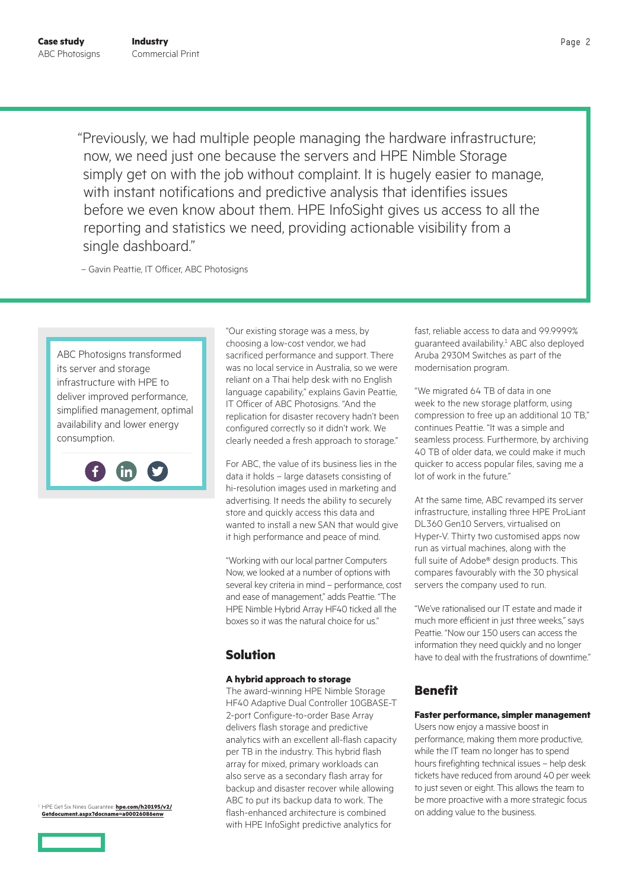"Previously, we had multiple people managing the hardware infrastructure; now, we need just one because the servers and HPE Nimble Storage simply get on with the job without complaint. It is hugely easier to manage, with instant notifications and predictive analysis that identifies issues before we even know about them. HPE InfoSight gives us access to all the reporting and statistics we need, providing actionable visibility from a single dashboard."

– Gavin Peattie, IT Officer, ABC Photosigns

ABC Photosigns transformed its server and storage infrastructure with HPE to deliver improved performance, simplified management, optimal availability and lower energy consumption.

"Our existing storage was a mess, by choosing a low-cost vendor, we had sacrificed performance and support. There was no local service in Australia, so we were reliant on a Thai help desk with no English language capability," explains Gavin Peattie, IT Officer of ABC Photosigns. "And the replication for disaster recovery hadn't been configured correctly so it didn't work. We clearly needed a fresh approach to storage."

For ABC, the value of its business lies in the data it holds – large datasets consisting of hi-resolution images used in marketing and advertising. It needs the ability to securely store and quickly access this data and wanted to install a new SAN that would give it high performance and peace of mind.

"Working with our local partner Computers Now, we looked at a number of options with several key criteria in mind – performance, cost and ease of management," adds Peattie. "The HPE Nimble Hybrid Array HF40 ticked all the boxes so it was the natural choice for us."

## Solution

**A hybrid approach to storage**

The award-winning HPE Nimble Storage HF40 Adaptive Dual Controller 10GBASE-T 2-port Configure-to-order Base Array delivers flash storage and predictive analytics with an excellent all-flash capacity per TB in the industry. This hybrid flash array for mixed, primary workloads can also serve as a secondary flash array for backup and disaster recover while allowing ABC to put its backup data to work. The flash-enhanced architecture is combined with HPE InfoSight predictive analytics for fast, reliable access to data and 99.9999% guaranteed availability.[1] ABC also deployed Aruba 2930M Switches as part of the modernisation program.

"We migrated 64 TB of data in one week to the new storage platform, using compression to free up an additional 10 TB," continues Peattie. "It was a simple and seamless process. Furthermore, by archiving 40 TB of older data, we could make it much quicker to access popular files, saving me a lot of work in the future."

At the same time, ABC revamped its server infrastructure, installing three HPE ProLiant DL360 Gen10 Servers, virtualised on Hyper-V. Thirty two customised apps now run as virtual machines, along with the full suite of Adobe® design products. This compares favourably with the 30 physical servers the company used to run.

"We've rationalised our IT estate and made it much more efficient in just three weeks," says Peattie. "Now our 150 users can access the information they need quickly and no longer have to deal with the frustrations of downtime."

## Benefit

**Faster performance, simpler management**

Users now enjoy a massive boost in performance, making them more productive, while the IT team no longer has to spend hours firefighting technical issues – help desk tickets have reduced from around 40 per week to just seven or eight. This allows the team to be more proactive with a more strategic focus on adding value to the business.

[1] HPE Get Six Nines Guarantee: **hpe.com/h20195/v2/Getdocument.aspx?docname=a00026086enw**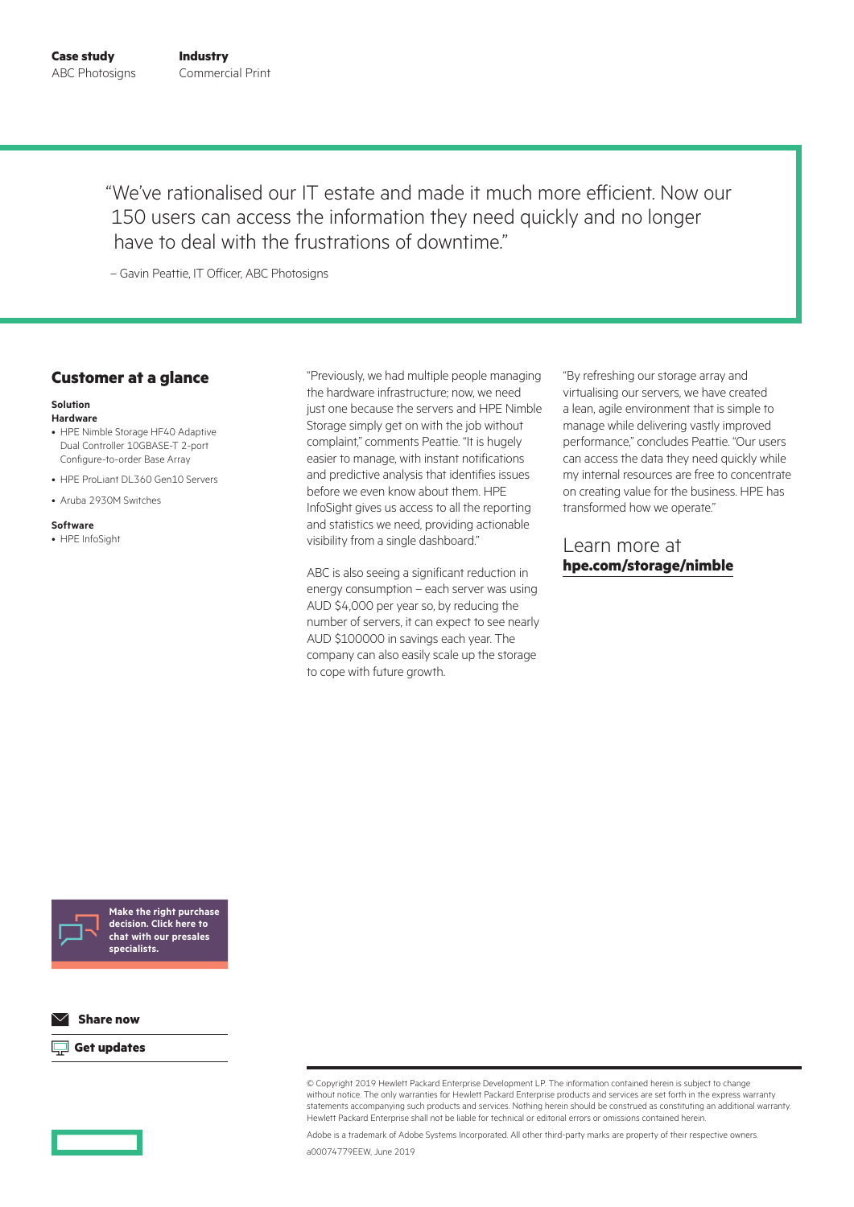**Case study**
ABC Photosigns

**Industry**
Commercial Print

> "We've rationalised our IT estate and made it much more efficient. Now our 150 users can access the information they need quickly and no longer have to deal with the frustrations of downtime."
>
> – Gavin Peattie, IT Officer, ABC Photosigns

## Customer at a glance

**Solution**

**Hardware**

- HPE Nimble Storage HF40 Adaptive Dual Controller 10GBASE-T 2-port Configure-to-order Base Array
- HPE ProLiant DL360 Gen10 Servers
- Aruba 2930M Switches

**Software**

- HPE InfoSight

"Previously, we had multiple people managing the hardware infrastructure; now, we need just one because the servers and HPE Nimble Storage simply get on with the job without complaint," comments Peattie. "It is hugely easier to manage, with instant notifications and predictive analysis that identifies issues before we even know about them. HPE InfoSight gives us access to all the reporting and statistics we need, providing actionable visibility from a single dashboard."

ABC is also seeing a significant reduction in energy consumption – each server was using AUD $4,000 per year so, by reducing the number of servers, it can expect to see nearly AUD $100000 in savings each year. The company can also easily scale up the storage to cope with future growth.

"By refreshing our storage array and virtualising our servers, we have created a lean, agile environment that is simple to manage while delivering vastly improved performance," concludes Peattie. "Our users can access the data they need quickly while my internal resources are free to concentrate on creating value for the business. HPE has transformed how we operate."

Learn more at
**hpe.com/storage/nimble**

**Make the right purchase decision. Click here to chat with our presales specialists.**

**Share now**

**Get updates**

© Copyright 2019 Hewlett Packard Enterprise Development LP. The information contained herein is subject to change without notice. The only warranties for Hewlett Packard Enterprise products and services are set forth in the express warranty statements accompanying such products and services. Nothing herein should be construed as constituting an additional warranty. Hewlett Packard Enterprise shall not be liable for technical or editorial errors or omissions contained herein.

Adobe is a trademark of Adobe Systems Incorporated. All other third-party marks are property of their respective owners.

a00074779EEW, June 2019